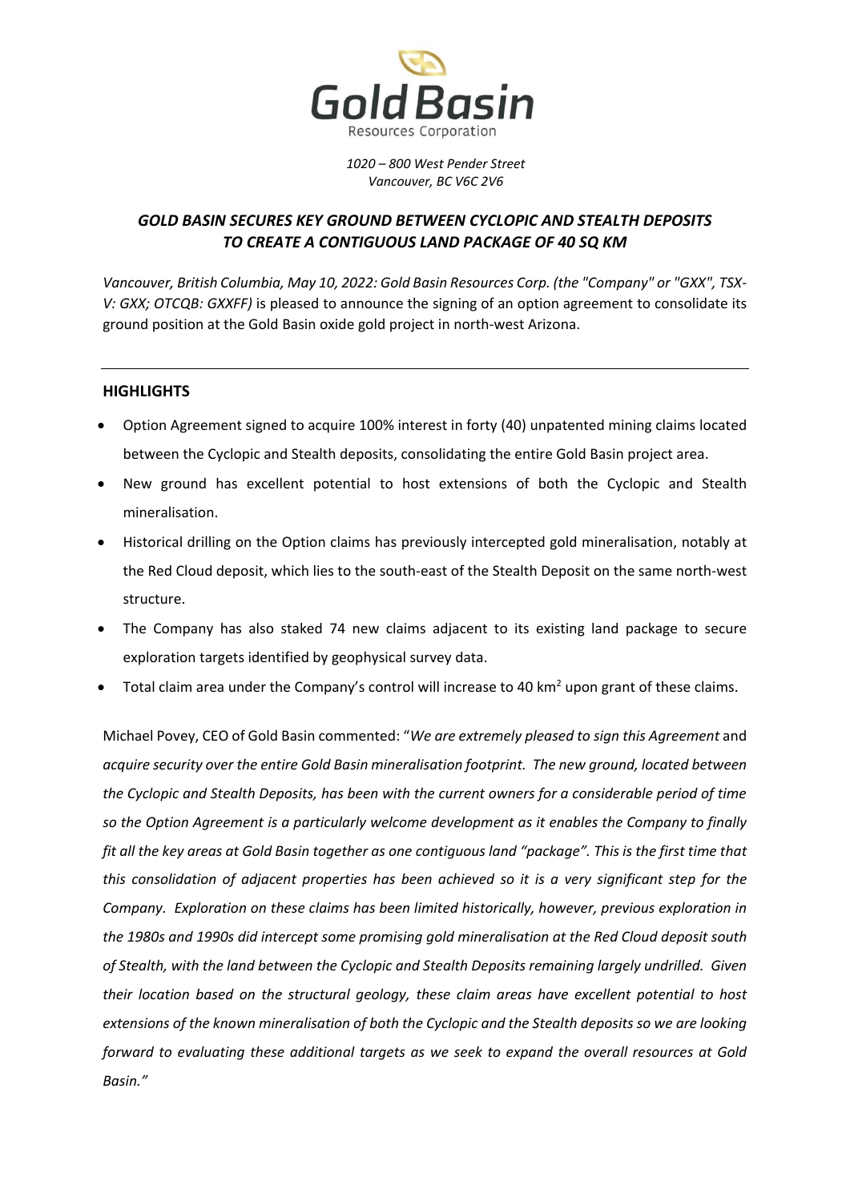Gold Basin

Resources Corporation

*1020 – 800 West Pender Street*
*Vancouver, BC V6C 2V6*

## *GOLD BASIN SECURES KEY GROUND BETWEEN CYCLOPIC AND STEALTH DEPOSITS TO CREATE A CONTIGUOUS LAND PACKAGE OF 40 SQ KM*

*Vancouver, British Columbia, May 10, 2022: Gold Basin Resources Corp. (the "Company" or "GXX", TSX-V: GXX; OTCQB: GXXFF)* is pleased to announce the signing of an option agreement to consolidate its ground position at the Gold Basin oxide gold project in north-west Arizona.

---

### HIGHLIGHTS

- Option Agreement signed to acquire 100% interest in forty (40) unpatented mining claims located between the Cyclopic and Stealth deposits, consolidating the entire Gold Basin project area.
- New ground has excellent potential to host extensions of both the Cyclopic and Stealth mineralisation.
- Historical drilling on the Option claims has previously intercepted gold mineralisation, notably at the Red Cloud deposit, which lies to the south-east of the Stealth Deposit on the same north-west structure.
- The Company has also staked 74 new claims adjacent to its existing land package to secure exploration targets identified by geophysical survey data.
- Total claim area under the Company's control will increase to 40 km$^2$ upon grant of these claims.

Michael Povey, CEO of Gold Basin commented: "*We are extremely pleased to sign this Agreement* and *acquire security over the entire Gold Basin mineralisation footprint. The new ground, located between the Cyclopic and Stealth Deposits, has been with the current owners for a considerable period of time so the Option Agreement is a particularly welcome development as it enables the Company to finally fit all the key areas at Gold Basin together as one contiguous land "package". This is the first time that this consolidation of adjacent properties has been achieved so it is a very significant step for the Company. Exploration on these claims has been limited historically, however, previous exploration in the 1980s and 1990s did intercept some promising gold mineralisation at the Red Cloud deposit south of Stealth, with the land between the Cyclopic and Stealth Deposits remaining largely undrilled. Given their location based on the structural geology, these claim areas have excellent potential to host extensions of the known mineralisation of both the Cyclopic and the Stealth deposits so we are looking forward to evaluating these additional targets as we seek to expand the overall resources at Gold Basin."*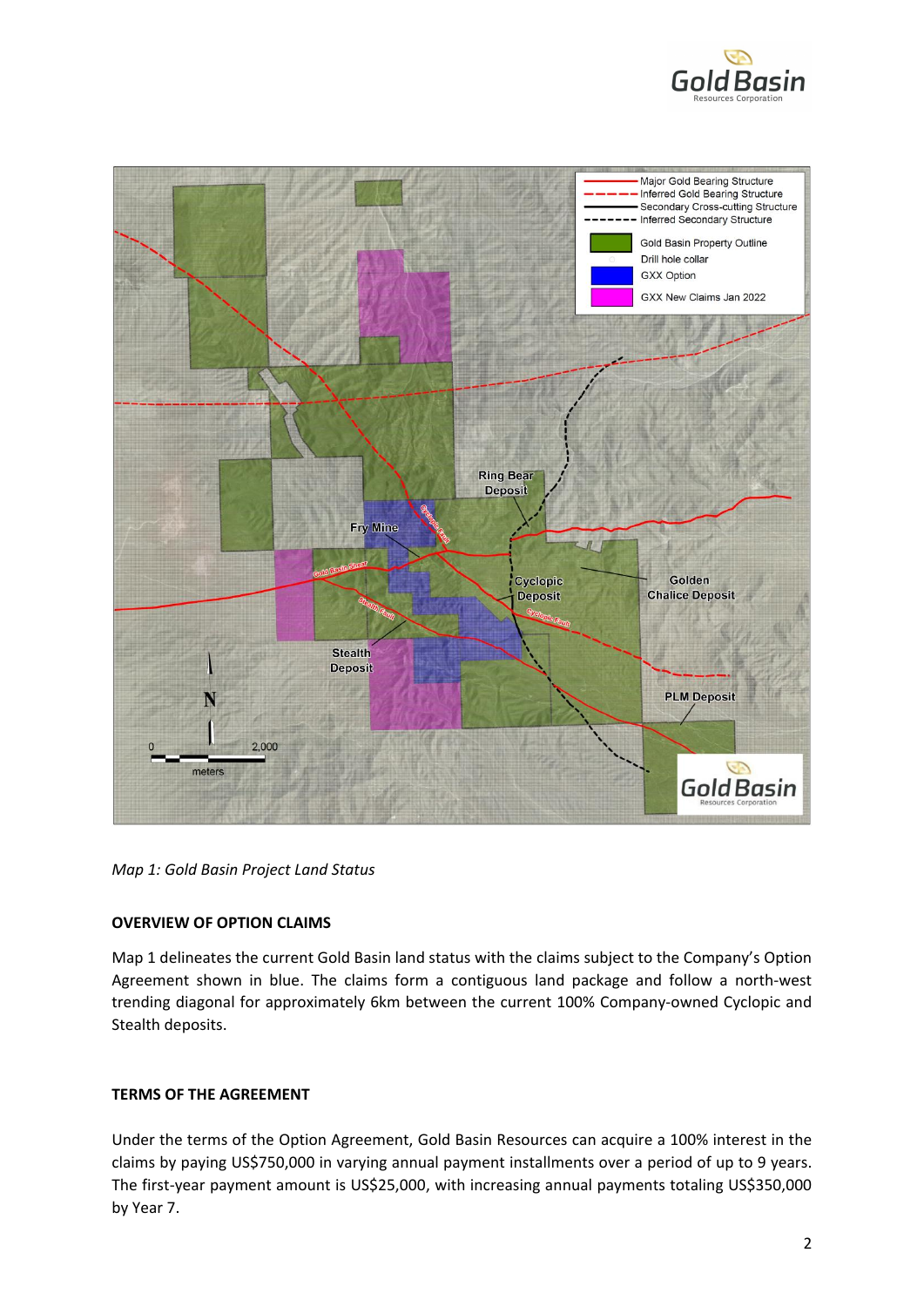*Map 1: Gold Basin Project Land Status*

**OVERVIEW OF OPTION CLAIMS**

Map 1 delineates the current Gold Basin land status with the claims subject to the Company's Option Agreement shown in blue. The claims form a contiguous land package and follow a north-west trending diagonal for approximately 6km between the current 100% Company-owned Cyclopic and Stealth deposits.

**TERMS OF THE AGREEMENT**

Under the terms of the Option Agreement, Gold Basin Resources can acquire a 100% interest in the claims by paying US$750,000 in varying annual payment installments over a period of up to 9 years. The first-year payment amount is US$25,000, with increasing annual payments totaling US$350,000 by Year 7.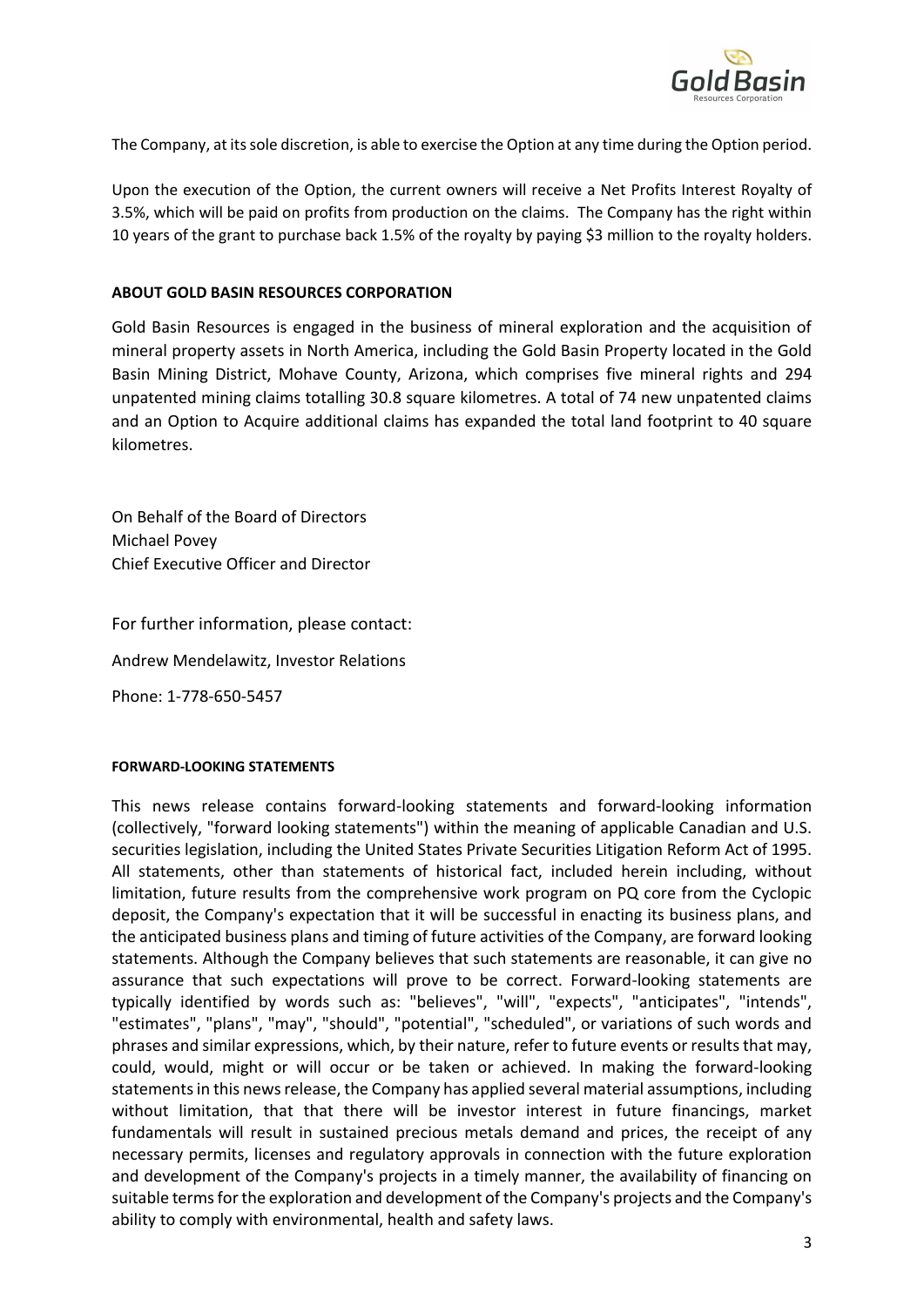The Company, at its sole discretion, is able to exercise the Option at any time during the Option period.

Upon the execution of the Option, the current owners will receive a Net Profits Interest Royalty of 3.5%, which will be paid on profits from production on the claims. The Company has the right within 10 years of the grant to purchase back 1.5% of the royalty by paying $3 million to the royalty holders.

**ABOUT GOLD BASIN RESOURCES CORPORATION**

Gold Basin Resources is engaged in the business of mineral exploration and the acquisition of mineral property assets in North America, including the Gold Basin Property located in the Gold Basin Mining District, Mohave County, Arizona, which comprises five mineral rights and 294 unpatented mining claims totalling 30.8 square kilometres. A total of 74 new unpatented claims and an Option to Acquire additional claims has expanded the total land footprint to 40 square kilometres.

On Behalf of the Board of Directors
Michael Povey
Chief Executive Officer and Director

For further information, please contact:

Andrew Mendelawitz, Investor Relations

Phone: 1-778-650-5457

**FORWARD-LOOKING STATEMENTS**

This news release contains forward-looking statements and forward-looking information (collectively, "forward looking statements") within the meaning of applicable Canadian and U.S. securities legislation, including the United States Private Securities Litigation Reform Act of 1995. All statements, other than statements of historical fact, included herein including, without limitation, future results from the comprehensive work program on PQ core from the Cyclopic deposit, the Company's expectation that it will be successful in enacting its business plans, and the anticipated business plans and timing of future activities of the Company, are forward looking statements. Although the Company believes that such statements are reasonable, it can give no assurance that such expectations will prove to be correct. Forward-looking statements are typically identified by words such as: "believes", "will", "expects", "anticipates", "intends", "estimates", "plans", "may", "should", "potential", "scheduled", or variations of such words and phrases and similar expressions, which, by their nature, refer to future events or results that may, could, would, might or will occur or be taken or achieved. In making the forward-looking statements in this news release, the Company has applied several material assumptions, including without limitation, that that there will be investor interest in future financings, market fundamentals will result in sustained precious metals demand and prices, the receipt of any necessary permits, licenses and regulatory approvals in connection with the future exploration and development of the Company's projects in a timely manner, the availability of financing on suitable terms for the exploration and development of the Company's projects and the Company's ability to comply with environmental, health and safety laws.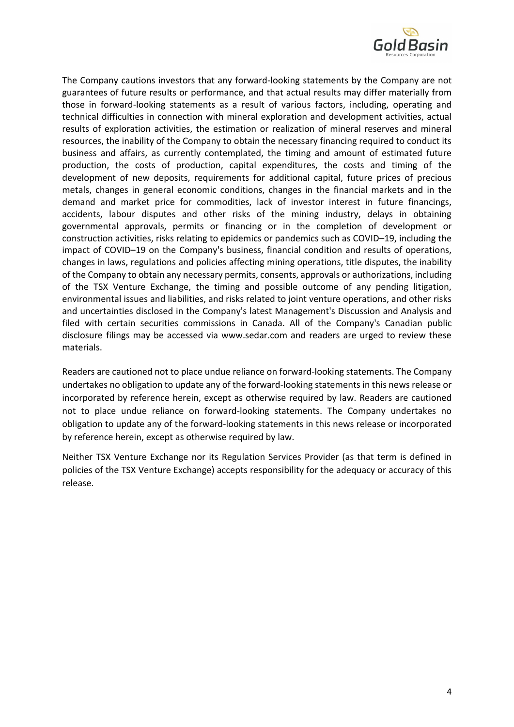The Company cautions investors that any forward-looking statements by the Company are not guarantees of future results or performance, and that actual results may differ materially from those in forward-looking statements as a result of various factors, including, operating and technical difficulties in connection with mineral exploration and development activities, actual results of exploration activities, the estimation or realization of mineral reserves and mineral resources, the inability of the Company to obtain the necessary financing required to conduct its business and affairs, as currently contemplated, the timing and amount of estimated future production, the costs of production, capital expenditures, the costs and timing of the development of new deposits, requirements for additional capital, future prices of precious metals, changes in general economic conditions, changes in the financial markets and in the demand and market price for commodities, lack of investor interest in future financings, accidents, labour disputes and other risks of the mining industry, delays in obtaining governmental approvals, permits or financing or in the completion of development or construction activities, risks relating to epidemics or pandemics such as COVID–19, including the impact of COVID–19 on the Company's business, financial condition and results of operations, changes in laws, regulations and policies affecting mining operations, title disputes, the inability of the Company to obtain any necessary permits, consents, approvals or authorizations, including of the TSX Venture Exchange, the timing and possible outcome of any pending litigation, environmental issues and liabilities, and risks related to joint venture operations, and other risks and uncertainties disclosed in the Company's latest Management's Discussion and Analysis and filed with certain securities commissions in Canada. All of the Company's Canadian public disclosure filings may be accessed via www.sedar.com and readers are urged to review these materials.

Readers are cautioned not to place undue reliance on forward-looking statements. The Company undertakes no obligation to update any of the forward-looking statements in this news release or incorporated by reference herein, except as otherwise required by law. Readers are cautioned not to place undue reliance on forward-looking statements. The Company undertakes no obligation to update any of the forward-looking statements in this news release or incorporated by reference herein, except as otherwise required by law.

Neither TSX Venture Exchange nor its Regulation Services Provider (as that term is defined in policies of the TSX Venture Exchange) accepts responsibility for the adequacy or accuracy of this release.